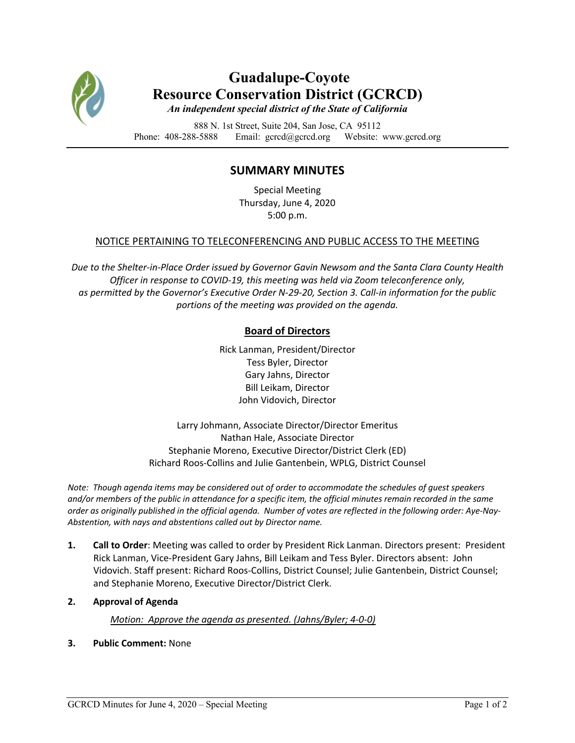# Guadalupe-Coyote Resource Conservation District (GCRCD)

***An independent special district of the State of California***

888 N. 1st Street, Suite 204, San Jose, CA 95112
Phone: 408-288-5888  Email: gcrcd@gcrcd.org  Website: www.gcrcd.org

## SUMMARY MINUTES

Special Meeting
Thursday, June 4, 2020
5:00 p.m.

### NOTICE PERTAINING TO TELECONFERENCING AND PUBLIC ACCESS TO THE MEETING

*Due to the Shelter-in-Place Order issued by Governor Gavin Newsom and the Santa Clara County Health Officer in response to COVID-19, this meeting was held via Zoom teleconference only, as permitted by the Governor's Executive Order N-29-20, Section 3. Call-in information for the public portions of the meeting was provided on the agenda.*

### Board of Directors

Rick Lanman, President/Director
Tess Byler, Director
Gary Jahns, Director
Bill Leikam, Director
John Vidovich, Director

Larry Johmann, Associate Director/Director Emeritus
Nathan Hale, Associate Director
Stephanie Moreno, Executive Director/District Clerk (ED)
Richard Roos-Collins and Julie Gantenbein, WPLG, District Counsel

*Note: Though agenda items may be considered out of order to accommodate the schedules of guest speakers and/or members of the public in attendance for a specific item, the official minutes remain recorded in the same order as originally published in the official agenda. Number of votes are reflected in the following order: Aye-Nay-Abstention, with nays and abstentions called out by Director name.*

1. **Call to Order**: Meeting was called to order by President Rick Lanman. Directors present: President Rick Lanman, Vice-President Gary Jahns, Bill Leikam and Tess Byler. Directors absent: John Vidovich. Staff present: Richard Roos-Collins, District Counsel; Julie Gantenbein, District Counsel; and Stephanie Moreno, Executive Director/District Clerk.

2. **Approval of Agenda**

   *Motion: Approve the agenda as presented. (Jahns/Byler; 4-0-0)*

3. **Public Comment:** None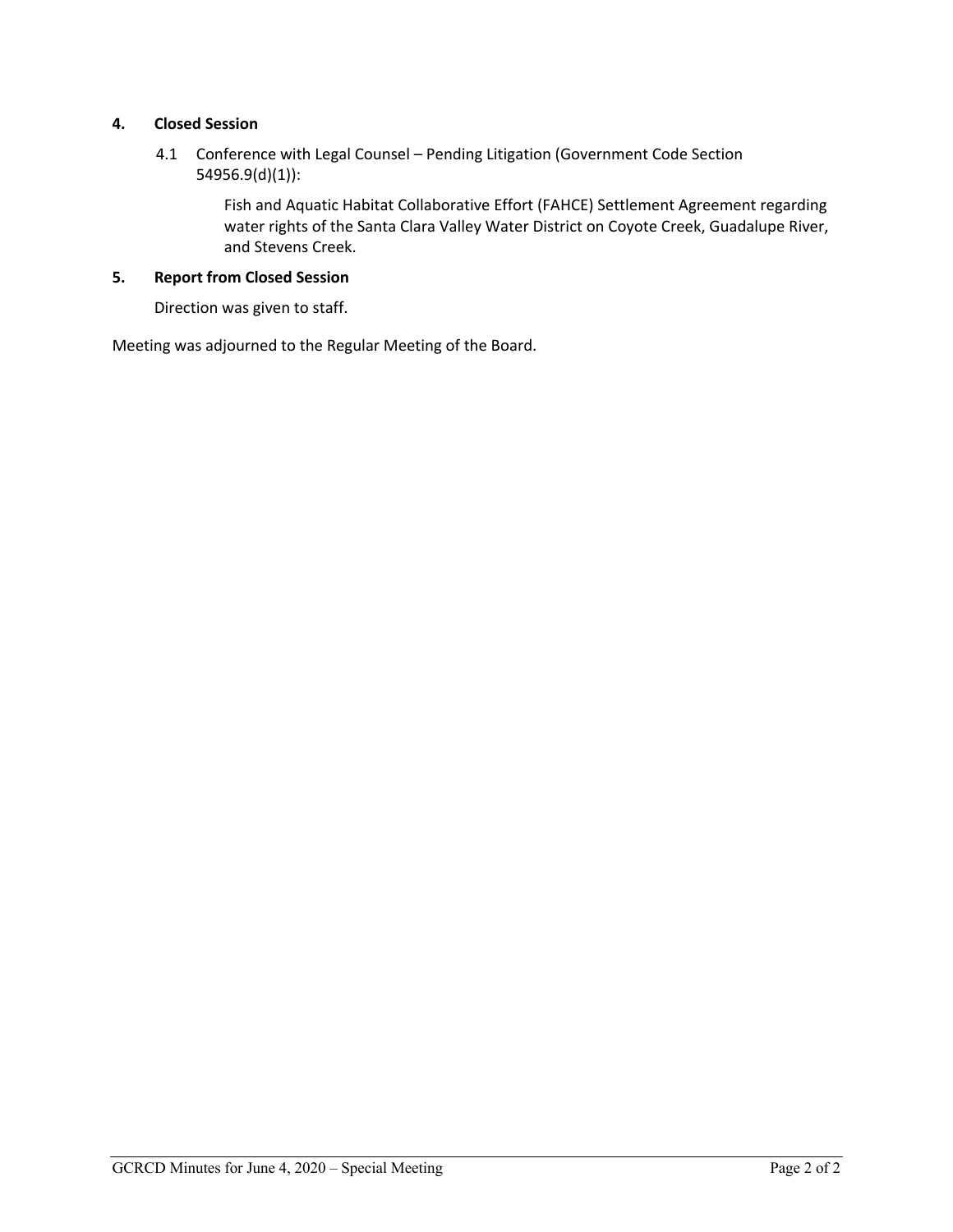## 4. Closed Session

4.1 Conference with Legal Counsel – Pending Litigation (Government Code Section 54956.9(d)(1)):

Fish and Aquatic Habitat Collaborative Effort (FAHCE) Settlement Agreement regarding water rights of the Santa Clara Valley Water District on Coyote Creek, Guadalupe River, and Stevens Creek.

## 5. Report from Closed Session

Direction was given to staff.

Meeting was adjourned to the Regular Meeting of the Board.